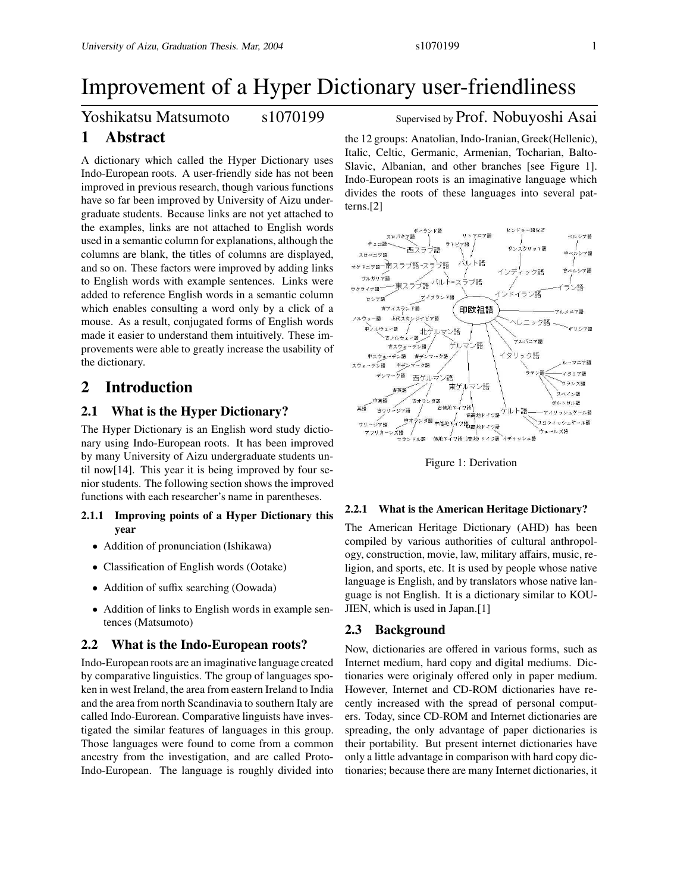# Improvement of a Hyper Dictionary user-friendliness

Yoshikatsu Matsumoto s1070199 Supervised by Prof. Nobuyoshi Asai

## 1 Abstract

A dictionary which called the Hyper Dictionary uses Indo-European roots. A user-friendly side has not been improved in previous research, though various functions have so far been improved by University of Aizu undergraduate students. Because links are not yet attached to the examples, links are not attached to English words used in a semantic column for explanations, although the columns are blank, the titles of columns are displayed, and so on. These factors were improved by adding links to English words with example sentences. Links were added to reference English words in a semantic column which enables consulting a word only by a click of a mouse. As a result, conjugated forms of English words made it easier to understand them intuitively. These improvements were able to greatly increase the usability of the dictionary.

## 2 Introduction

### 2.1 What is the Hyper Dictionary?

The Hyper Dictionary is an English word study dictionary using Indo-European roots. It has been improved by many University of Aizu undergraduate students until now[14]. This year it is being improved by four senior students. The following section shows the improved functions with each researcher's name in parentheses.

#### 2.1.1 Improving points of a Hyper Dictionary this year

- Addition of pronunciation (Ishikawa)
- Classification of English words (Ootake)
- Addition of suffix searching (Oowada)
- Addition of links to English words in example sentences (Matsumoto)

### 2.2 What is the Indo-European roots?

Indo-European roots are an imaginative language created by comparative linguistics. The group of languages spoken in west Ireland, the area from eastern Ireland to India and the area from north Scandinavia to southern Italy are called Indo-Eurorean. Comparative linguists have investigated the similar features of languages in this group. Those languages were found to come from a common ancestry from the investigation, and are called Proto-Indo-European. The language is roughly divided into the 12 groups: Anatolian, Indo-Iranian, Greek(Hellenic), Italic, Celtic, Germanic, Armenian, Tocharian, Balto-Slavic, Albanian, and other branches [see Figure 1]. Indo-European roots is an imaginative language which divides the roots of these languages into several patterns.[2]

Figure 1: Derivation

#### 2.2.1 What is the American Heritage Dictionary?

The American Heritage Dictionary (AHD) has been compiled by various authorities of cultural anthropology, construction, movie, law, military affairs, music, religion, and sports, etc. It is used by people whose native language is English, and by translators whose native language is not English. It is a dictionary similar to KOUJIEN, which is used in Japan.[1]

### 2.3 Background

Now, dictionaries are offered in various forms, such as Internet medium, hard copy and digital mediums. Dictionaries were originaly offered only in paper medium. However, Internet and CD-ROM dictionaries have recently increased with the spread of personal computers. Today, since CD-ROM and Internet dictionaries are spreading, the only advantage of paper dictionaries is their portability. But present internet dictionaries have only a little advantage in comparison with hard copy dictionaries; because there are many Internet dictionaries, it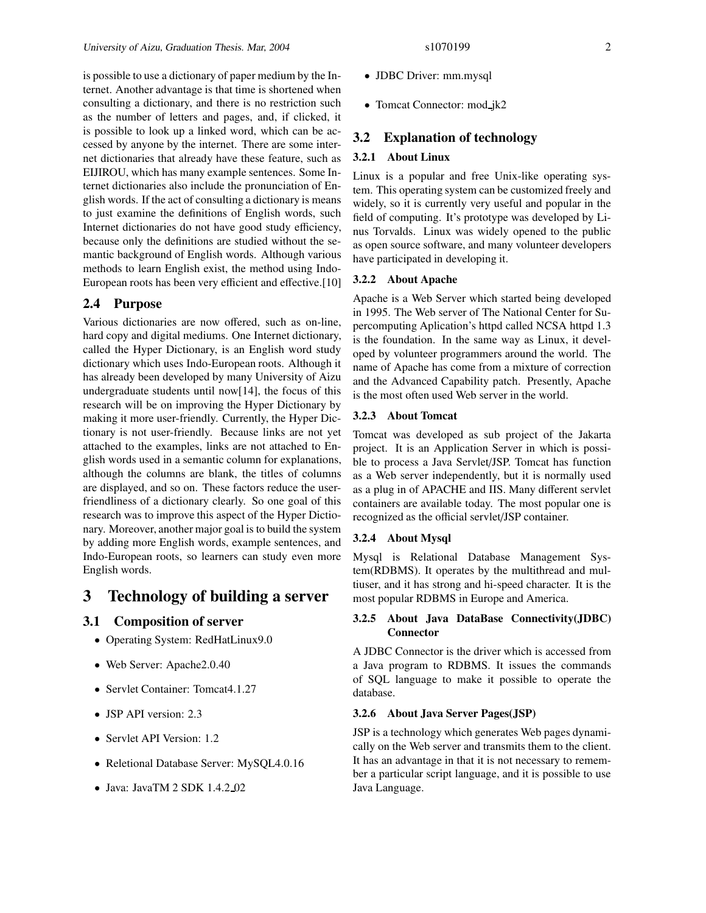is possible to use a dictionary of paper medium by the Internet. Another advantage is that time is shortened when consulting a dictionary, and there is no restriction such as the number of letters and pages, and, if clicked, it is possible to look up a linked word, which can be accessed by anyone by the internet. There are some internet dictionaries that already have these feature, such as EIJIROU, which has many example sentences. Some Internet dictionaries also include the pronunciation of English words. If the act of consulting a dictionary is means to just examine the definitions of English words, such Internet dictionaries do not have good study efficiency, because only the definitions are studied without the semantic background of English words. Although various methods to learn English exist, the method using Indo-European roots has been very efficient and effective.[10]

## 2.4 Purpose

Various dictionaries are now offered, such as on-line, hard copy and digital mediums. One Internet dictionary, called the Hyper Dictionary, is an English word study dictionary which uses Indo-European roots. Although it has already been developed by many University of Aizu undergraduate students until now[14], the focus of this research will be on improving the Hyper Dictionary by making it more user-friendly. Currently, the Hyper Dictionary is not user-friendly. Because links are not yet attached to the examples, links are not attached to English words used in a semantic column for explanations, although the columns are blank, the titles of columns are displayed, and so on. These factors reduce the user-friendliness of a dictionary clearly. So one goal of this research was to improve this aspect of the Hyper Dictionary. Moreover, another major goal is to build the system by adding more English words, example sentences, and Indo-European roots, so learners can study even more English words.

# 3 Technology of building a server

## 3.1 Composition of server

- Operating System: RedHatLinux9.0
- Web Server: Apache2.0.40
- Servlet Container: Tomcat4.1.27
- JSP API version: 2.3
- Servlet API Version: 1.2
- Reletional Database Server: MySQL4.0.16
- Java: JavaTM 2 SDK 1.4.2_02
- JDBC Driver: mm.mysql
- Tomcat Connector: mod_jk2

## 3.2 Explanation of technology

### 3.2.1 About Linux

Linux is a popular and free Unix-like operating system. This operating system can be customized freely and widely, so it is currently very useful and popular in the field of computing. It's prototype was developed by Linus Torvalds. Linux was widely opened to the public as open source software, and many volunteer developers have participated in developing it.

### 3.2.2 About Apache

Apache is a Web Server which started being developed in 1995. The Web server of The National Center for Supercomputing Aplication's httpd called NCSA httpd 1.3 is the foundation. In the same way as Linux, it developed by volunteer programmers around the world. The name of Apache has come from a mixture of correction and the Advanced Capability patch. Presently, Apache is the most often used Web server in the world.

### 3.2.3 About Tomcat

Tomcat was developed as sub project of the Jakarta project. It is an Application Server in which is possible to process a Java Servlet/JSP. Tomcat has function as a Web server independently, but it is normally used as a plug in of APACHE and IIS. Many different servlet containers are available today. The most popular one is recognized as the official servlet/JSP container.

### 3.2.4 About Mysql

Mysql is Relational Database Management System(RDBMS). It operates by the multithread and multiuser, and it has strong and hi-speed character. It is the most popular RDBMS in Europe and America.

### 3.2.5 About Java DataBase Connectivity(JDBC) Connector

A JDBC Connector is the driver which is accessed from a Java program to RDBMS. It issues the commands of SQL language to make it possible to operate the database.

### 3.2.6 About Java Server Pages(JSP)

JSP is a technology which generates Web pages dynamically on the Web server and transmits them to the client. It has an advantage in that it is not necessary to remember a particular script language, and it is possible to use Java Language.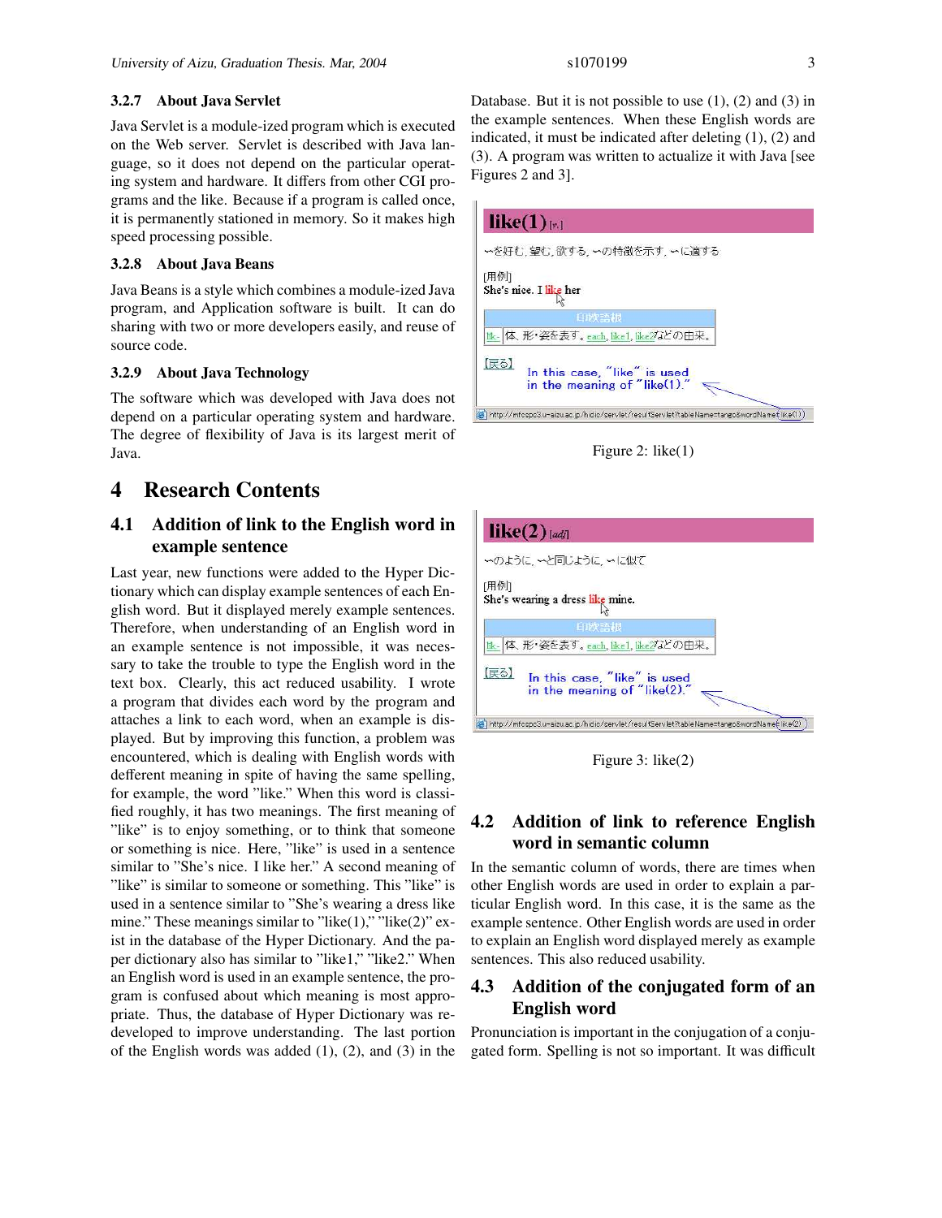### 3.2.7 About Java Servlet

Java Servlet is a module-ized program which is executed on the Web server. Servlet is described with Java language, so it does not depend on the particular operating system and hardware. It differs from other CGI programs and the like. Because if a program is called once, it is permanently stationed in memory. So it makes high speed processing possible.

### 3.2.8 About Java Beans

Java Beans is a style which combines a module-ized Java program, and Application software is built. It can do sharing with two or more developers easily, and reuse of source code.

### 3.2.9 About Java Technology

The software which was developed with Java does not depend on a particular operating system and hardware. The degree of flexibility of Java is its largest merit of Java.

# 4 Research Contents

## 4.1 Addition of link to the English word in example sentence

Last year, new functions were added to the Hyper Dictionary which can display example sentences of each English word. But it displayed merely example sentences. Therefore, when understanding of an English word in an example sentence is not impossible, it was necessary to take the trouble to type the English word in the text box. Clearly, this act reduced usability. I wrote a program that divides each word by the program and attaches a link to each word, when an example is displayed. But by improving this function, a problem was encountered, which is dealing with English words with defferent meaning in spite of having the same spelling, for example, the word "like." When this word is classified roughly, it has two meanings. The first meaning of "like" is to enjoy something, or to think that someone or something is nice. Here, "like" is used in a sentence similar to "She's nice. I like her." A second meaning of "like" is similar to someone or something. This "like" is used in a sentence similar to "She's wearing a dress like mine." These meanings similar to "like(1)," "like(2)" exist in the database of the Hyper Dictionary. And the paper dictionary also has similar to "like1," "like2." When an English word is used in an example sentence, the program is confused about which meaning is most appropriate. Thus, the database of Hyper Dictionary was redeveloped to improve understanding. The last portion of the English words was added (1), (2), and (3) in the Database. But it is not possible to use (1), (2) and (3) in the example sentences. When these English words are indicated, it must be indicated after deleting (1), (2) and (3). A program was written to actualize it with Java [see Figures 2 and 3].

Figure 2: like(1)

Figure 3: like(2)

## 4.2 Addition of link to reference English word in semantic column

In the semantic column of words, there are times when other English words are used in order to explain a particular English word. In this case, it is the same as the example sentence. Other English words are used in order to explain an English word displayed merely as example sentences. This also reduced usability.

## 4.3 Addition of the conjugated form of an English word

Pronunciation is important in the conjugation of a conjugated form. Spelling is not so important. It was difficult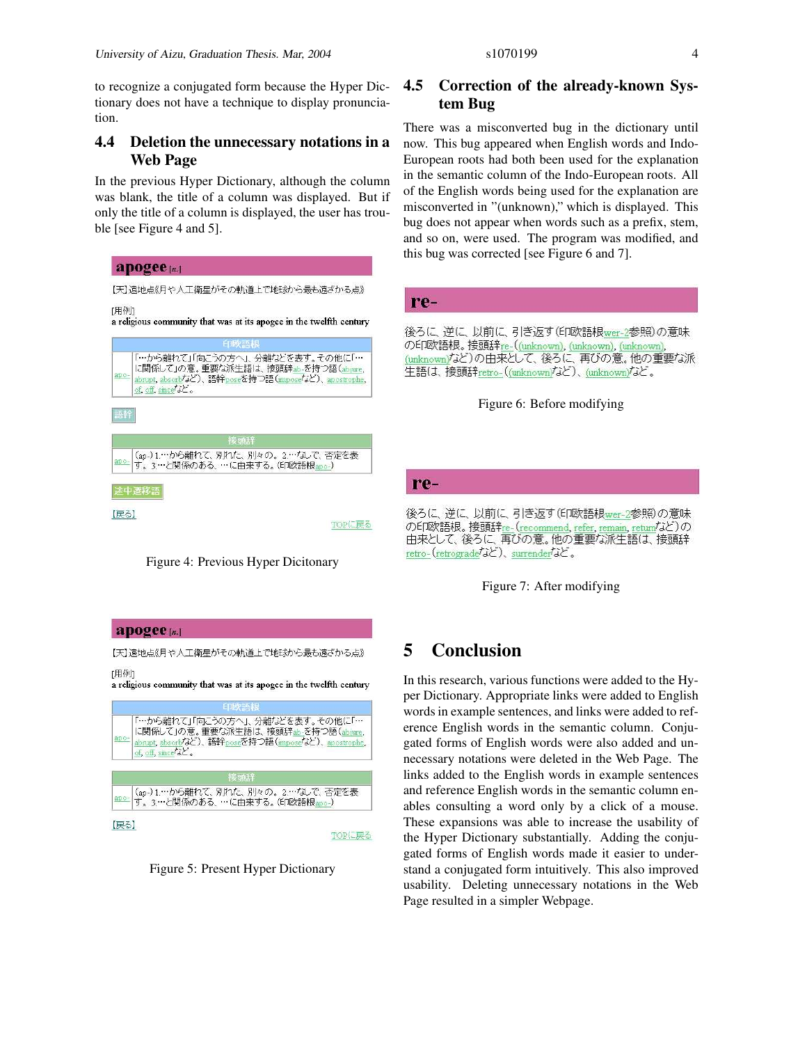to recognize a conjugated form because the Hyper Dictionary does not have a technique to display pronunciation.

### 4.4 Deletion the unnecessary notations in a Web Page

In the previous Hyper Dictionary, although the column was blank, the title of a column was displayed. But if only the title of a column is displayed, the user has trouble [see Figure 4 and 5].

**apogee** [n.]

【天】遠地点《月や人工衛星がその軌道上で地球から最も遠ざかる点》

[用例]
a religious community that was at its apogee in the twelfth century

| 印欧語根 | |
|---|---|
| apo- | 「…から離れて」「向こうの方へ」、分離などを表す。その他に「…に関係して」の意。重要な派生語は、接頭辞ab-を持つ語(abjure, abrupt, absorbなど)、語幹poseを持つ語(imposeなど)、apostrophe, of, off, sinceなど。 |

語幹

| 接頭辞 | |
|---|---|
| apo- | (ap-) 1.…から離れて、別れた、別々の。2.…なしで、否定を表す。3.…と関係のある、…に由来する。(印欧語根apo-) |

途中遷移語

[戻る]

TOPに戻る

Figure 4: Previous Hyper Dicitonary

**apogee** [n.]

【天】遠地点《月や人工衛星がその軌道上で地球から最も遠ざかる点》

[用例]
a religious community that was at its apogee in the twelfth century

| 印欧語根 | |
|---|---|
| apo- | 「…から離れて」「向こうの方へ」、分離などを表す。その他に「…に関係して」の意。重要な派生語は、接頭辞ab-を持つ語(abjure, abrupt, absorbなど)、語幹poseを持つ語(imposeなど)、apostrophe, of, off, sinceなど。 |

| 接頭辞 | |
|---|---|
| apo- | (ap-) 1.…から離れて、別れた、別々の。2.…なしで、否定を表す。3.…と関係のある、…に由来する。(印欧語根apo-) |

[戻る]

TOPに戻る

Figure 5: Present Hyper Dictionary

### 4.5 Correction of the already-known System Bug

There was a misconverted bug in the dictionary until now. This bug appeared when English words and Indo-European roots had both been used for the explanation in the semantic column of the Indo-European roots. All of the English words being used for the explanation are misconverted in "(unknown)," which is displayed. This bug does not appear when words such as a prefix, stem, and so on, were used. The program was modified, and this bug was corrected [see Figure 6 and 7].

**re-**

後ろに、逆に、以前に、引き返す(印欧語根wer-2参照)の意味の印欧語根。接頭辞re-((unknown), (unknown), (unknown), (unknown)など)の由来として、後ろに、再びの意。他の重要な派生語は、接頭辞retro-((unknown)など)、(unknown)など。

Figure 6: Before modifying

**re-**

後ろに、逆に、以前に、引き返す(印欧語根wer-2参照)の意味の印欧語根。接頭辞re-(recommend, refer, remain, returnなど)の由来として、後ろに、再びの意。他の重要な派生語は、接頭辞retro-(retrogradeなど)、surrenderなど。

Figure 7: After modifying

## 5 Conclusion

In this research, various functions were added to the Hyper Dictionary. Appropriate links were added to English words in example sentences, and links were added to reference English words in the semantic column. Conjugated forms of English words were also added and unnecessary notations were deleted in the Web Page. The links added to the English words in example sentences and reference English words in the semantic column enables consulting a word only by a click of a mouse. These expansions was able to increase the usability of the Hyper Dictionary substantially. Adding the conjugated forms of English words made it easier to understand a conjugated form intuitively. This also improved usability. Deleting unnecessary notations in the Web Page resulted in a simpler Webpage.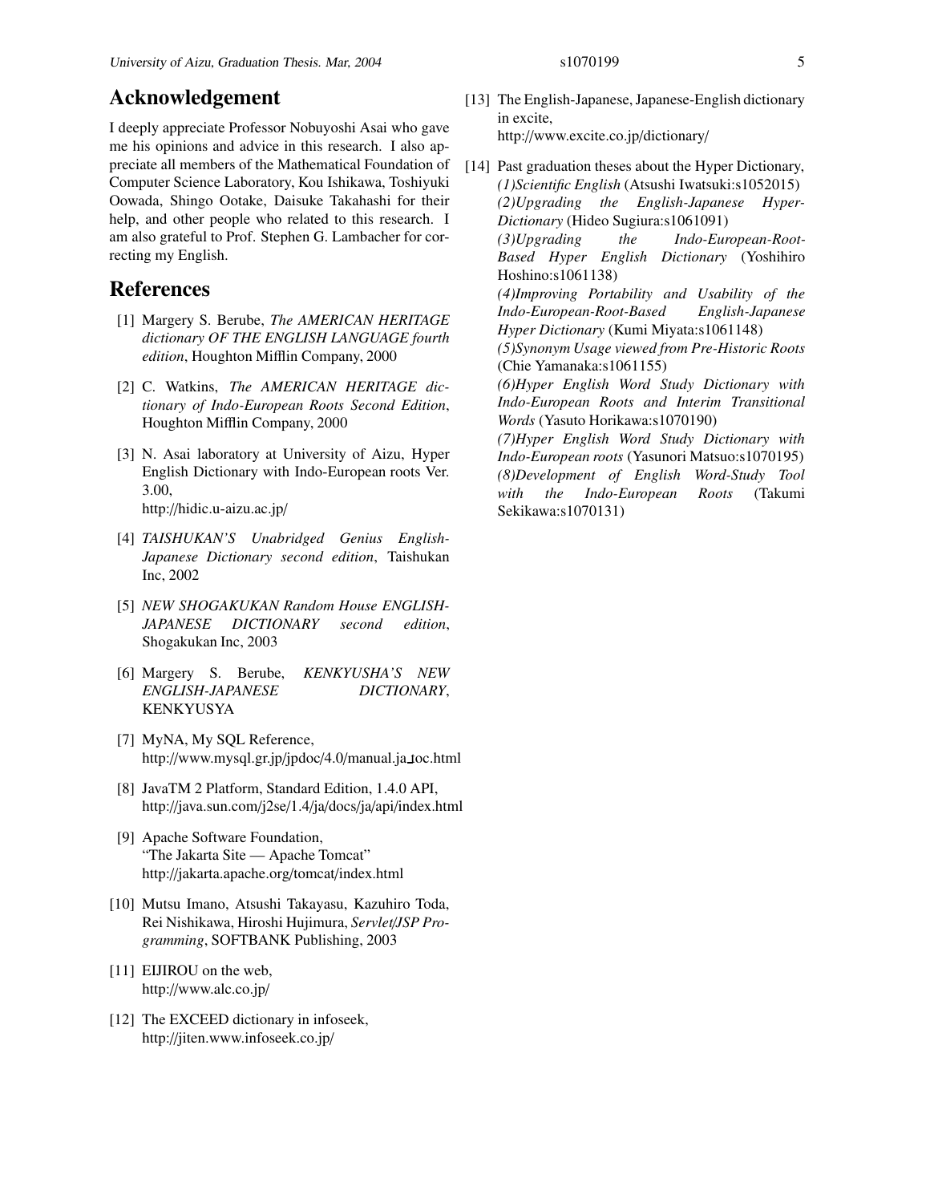## Acknowledgement

I deeply appreciate Professor Nobuyoshi Asai who gave me his opinions and advice in this research. I also appreciate all members of the Mathematical Foundation of Computer Science Laboratory, Kou Ishikawa, Toshiyuki Oowada, Shingo Ootake, Daisuke Takahashi for their help, and other people who related to this research. I am also grateful to Prof. Stephen G. Lambacher for correcting my English.

## References

[1] Margery S. Berube, *The AMERICAN HERITAGE dictionary OF THE ENGLISH LANGUAGE fourth edition*, Houghton Mifflin Company, 2000

[2] C. Watkins, *The AMERICAN HERITAGE dictionary of Indo-European Roots Second Edition*, Houghton Mifflin Company, 2000

[3] N. Asai laboratory at University of Aizu, Hyper English Dictionary with Indo-European roots Ver. 3.00, http://hidic.u-aizu.ac.jp/

[4] *TAISHUKAN'S Unabridged Genius English-Japanese Dictionary second edition*, Taishukan Inc, 2002

[5] *NEW SHOGAKUKAN Random House ENGLISH-JAPANESE DICTIONARY second edition*, Shogakukan Inc, 2003

[6] Margery S. Berube, *KENKYUSHA'S NEW ENGLISH-JAPANESE DICTIONARY*, KENKYUSYA

[7] MyNA, My SQL Reference, http://www.mysql.gr.jp/jpdoc/4.0/manual.ja_toc.html

[8] JavaTM 2 Platform, Standard Edition, 1.4.0 API, http://java.sun.com/j2se/1.4/ja/docs/ja/api/index.html

[9] Apache Software Foundation, "The Jakarta Site — Apache Tomcat" http://jakarta.apache.org/tomcat/index.html

[10] Mutsu Imano, Atsushi Takayasu, Kazuhiro Toda, Rei Nishikawa, Hiroshi Hujimura, *Servlet/JSP Programming*, SOFTBANK Publishing, 2003

[11] EIJIROU on the web, http://www.alc.co.jp/

[12] The EXCEED dictionary in infoseek, http://jiten.www.infoseek.co.jp/

[13] The English-Japanese, Japanese-English dictionary in excite, http://www.excite.co.jp/dictionary/

[14] Past graduation theses about the Hyper Dictionary,
*(1)Scientific English* (Atsushi Iwatsuki:s1052015)
*(2)Upgrading the English-Japanese Hyper-Dictionary* (Hideo Sugiura:s1061091)
*(3)Upgrading the Indo-European-Root-Based Hyper English Dictionary* (Yoshihiro Hoshino:s1061138)
*(4)Improving Portability and Usability of the Indo-European-Root-Based English-Japanese Hyper Dictionary* (Kumi Miyata:s1061148)
*(5)Synonym Usage viewed from Pre-Historic Roots* (Chie Yamanaka:s1061155)
*(6)Hyper English Word Study Dictionary with Indo-European Roots and Interim Transitional Words* (Yasuto Horikawa:s1070190)
*(7)Hyper English Word Study Dictionary with Indo-European roots* (Yasunori Matsuo:s1070195)
*(8)Development of English Word-Study Tool with the Indo-European Roots* (Takumi Sekikawa:s1070131)